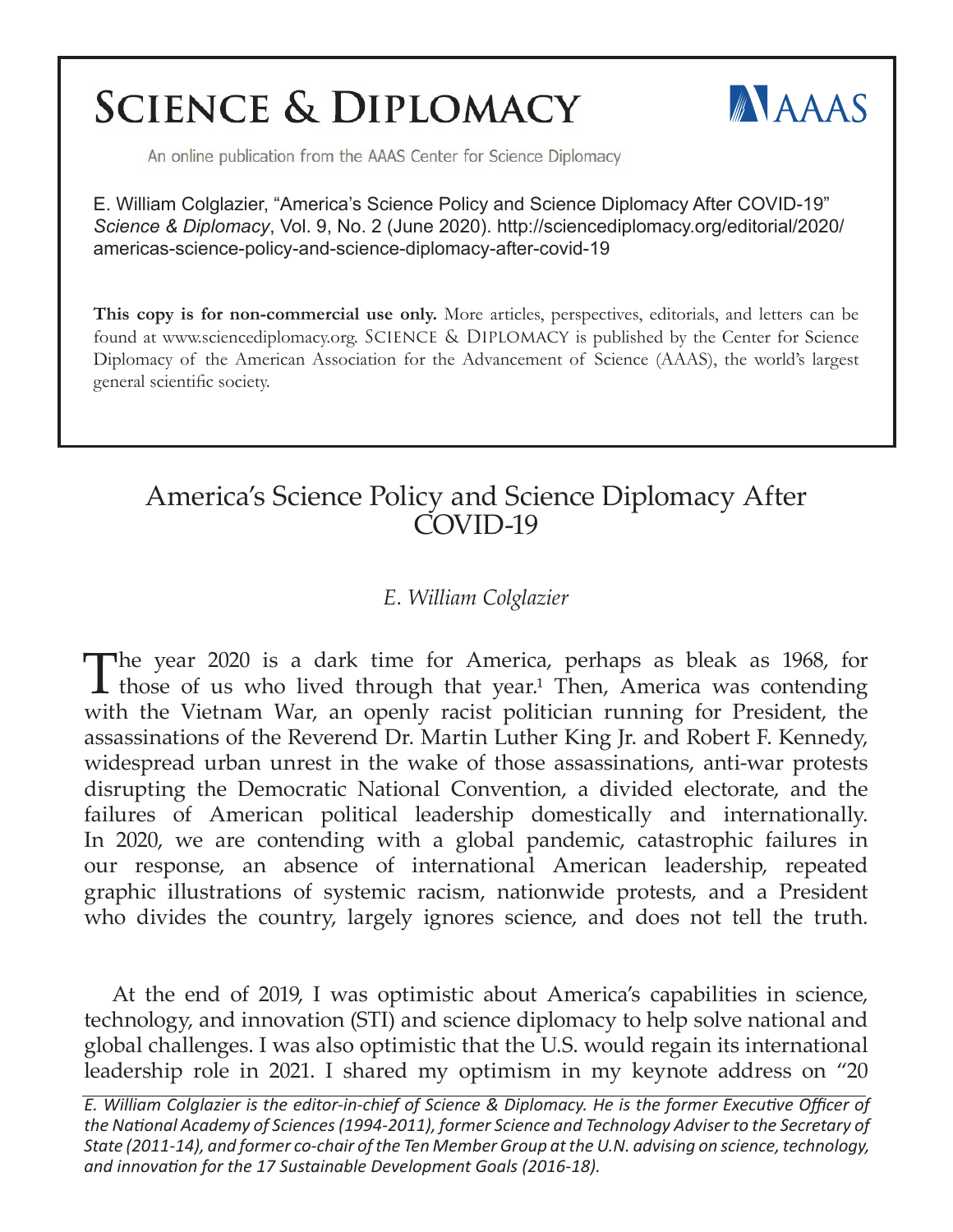# SCIENCE & DIPLOMACY

An online publication from the AAAS Center for Science Diplomacy

E. William Colglazier, "America's Science Policy and Science Diplomacy After COVID-19" *Science & Diplomacy*, Vol. 9, No. 2 (June 2020). http://sciencediplomacy.org/editorial/2020/americas-science-policy-and-science-diplomacy-after-covid-19

**This copy is for non-commercial use only.** More articles, perspectives, editorials, and letters can be found at www.sciencediplomacy.org. SCIENCE & DIPLOMACY is published by the Center for Science Diplomacy of the American Association for the Advancement of Science (AAAS), the world's largest general scientific society.

## America's Science Policy and Science Diplomacy After COVID-19

*E. William Colglazier*

The year 2020 is a dark time for America, perhaps as bleak as 1968, for those of us who lived through that year.[1] Then, America was contending with the Vietnam War, an openly racist politician running for President, the assassinations of the Reverend Dr. Martin Luther King Jr. and Robert F. Kennedy, widespread urban unrest in the wake of those assassinations, anti-war protests disrupting the Democratic National Convention, a divided electorate, and the failures of American political leadership domestically and internationally. In 2020, we are contending with a global pandemic, catastrophic failures in our response, an absence of international American leadership, repeated graphic illustrations of systemic racism, nationwide protests, and a President who divides the country, largely ignores science, and does not tell the truth.

At the end of 2019, I was optimistic about America's capabilities in science, technology, and innovation (STI) and science diplomacy to help solve national and global challenges. I was also optimistic that the U.S. would regain its international leadership role in 2021. I shared my optimism in my keynote address on "20

*E. William Colglazier is the editor-in-chief of Science & Diplomacy. He is the former Executive Officer of the National Academy of Sciences (1994-2011), former Science and Technology Adviser to the Secretary of State (2011-14), and former co-chair of the Ten Member Group at the U.N. advising on science, technology, and innovation for the 17 Sustainable Development Goals (2016-18).*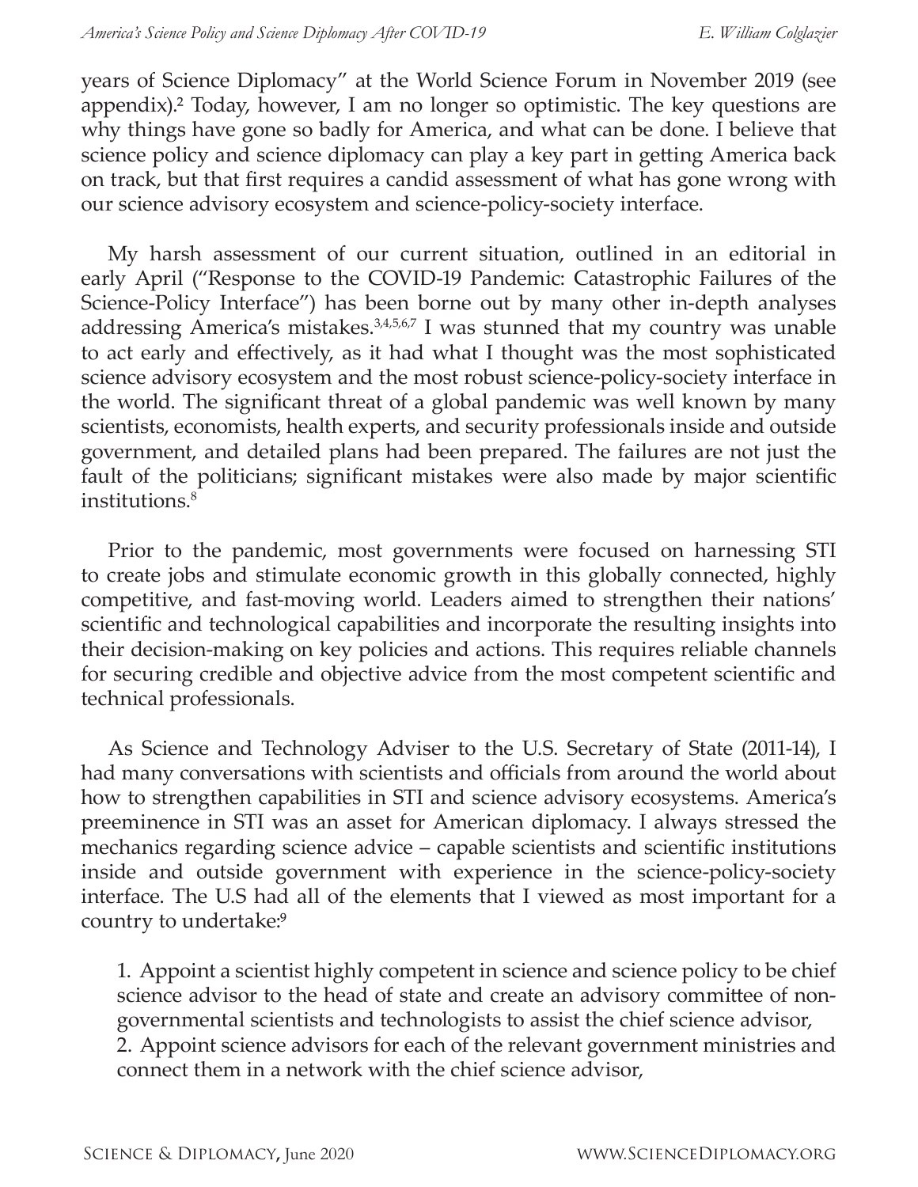years of Science Diplomacy" at the World Science Forum in November 2019 (see appendix).[2] Today, however, I am no longer so optimistic. The key questions are why things have gone so badly for America, and what can be done. I believe that science policy and science diplomacy can play a key part in getting America back on track, but that first requires a candid assessment of what has gone wrong with our science advisory ecosystem and science-policy-society interface.

My harsh assessment of our current situation, outlined in an editorial in early April ("Response to the COVID-19 Pandemic: Catastrophic Failures of the Science-Policy Interface") has been borne out by many other in-depth analyses addressing America's mistakes.[3,4,5,6,7] I was stunned that my country was unable to act early and effectively, as it had what I thought was the most sophisticated science advisory ecosystem and the most robust science-policy-society interface in the world. The significant threat of a global pandemic was well known by many scientists, economists, health experts, and security professionals inside and outside government, and detailed plans had been prepared. The failures are not just the fault of the politicians; significant mistakes were also made by major scientific institutions.[8]

Prior to the pandemic, most governments were focused on harnessing STI to create jobs and stimulate economic growth in this globally connected, highly competitive, and fast-moving world. Leaders aimed to strengthen their nations' scientific and technological capabilities and incorporate the resulting insights into their decision-making on key policies and actions. This requires reliable channels for securing credible and objective advice from the most competent scientific and technical professionals.

As Science and Technology Adviser to the U.S. Secretary of State (2011-14), I had many conversations with scientists and officials from around the world about how to strengthen capabilities in STI and science advisory ecosystems. America's preeminence in STI was an asset for American diplomacy. I always stressed the mechanics regarding science advice – capable scientists and scientific institutions inside and outside government with experience in the science-policy-society interface. The U.S had all of the elements that I viewed as most important for a country to undertake:[9]

1. Appoint a scientist highly competent in science and science policy to be chief science advisor to the head of state and create an advisory committee of non-governmental scientists and technologists to assist the chief science advisor,
2. Appoint science advisors for each of the relevant government ministries and connect them in a network with the chief science advisor,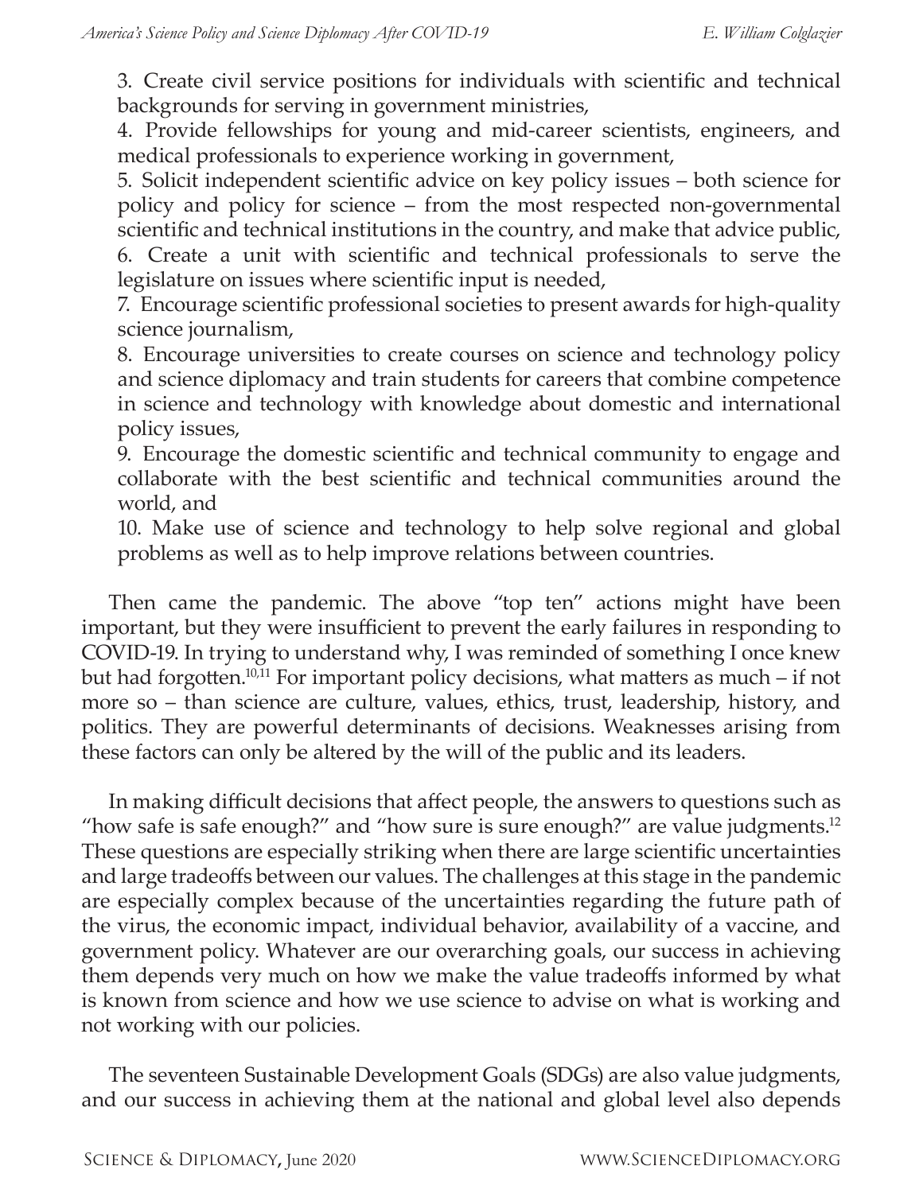3. Create civil service positions for individuals with scientific and technical backgrounds for serving in government ministries,
4. Provide fellowships for young and mid-career scientists, engineers, and medical professionals to experience working in government,
5. Solicit independent scientific advice on key policy issues – both science for policy and policy for science – from the most respected non-governmental scientific and technical institutions in the country, and make that advice public,
6. Create a unit with scientific and technical professionals to serve the legislature on issues where scientific input is needed,
7. Encourage scientific professional societies to present awards for high-quality science journalism,
8. Encourage universities to create courses on science and technology policy and science diplomacy and train students for careers that combine competence in science and technology with knowledge about domestic and international policy issues,
9. Encourage the domestic scientific and technical community to engage and collaborate with the best scientific and technical communities around the world, and
10. Make use of science and technology to help solve regional and global problems as well as to help improve relations between countries.

Then came the pandemic. The above "top ten" actions might have been important, but they were insufficient to prevent the early failures in responding to COVID-19. In trying to understand why, I was reminded of something I once knew but had forgotten.[10,11] For important policy decisions, what matters as much – if not more so – than science are culture, values, ethics, trust, leadership, history, and politics. They are powerful determinants of decisions. Weaknesses arising from these factors can only be altered by the will of the public and its leaders.

In making difficult decisions that affect people, the answers to questions such as "how safe is safe enough?" and "how sure is sure enough?" are value judgments.[12] These questions are especially striking when there are large scientific uncertainties and large tradeoffs between our values. The challenges at this stage in the pandemic are especially complex because of the uncertainties regarding the future path of the virus, the economic impact, individual behavior, availability of a vaccine, and government policy. Whatever are our overarching goals, our success in achieving them depends very much on how we make the value tradeoffs informed by what is known from science and how we use science to advise on what is working and not working with our policies.

The seventeen Sustainable Development Goals (SDGs) are also value judgments, and our success in achieving them at the national and global level also depends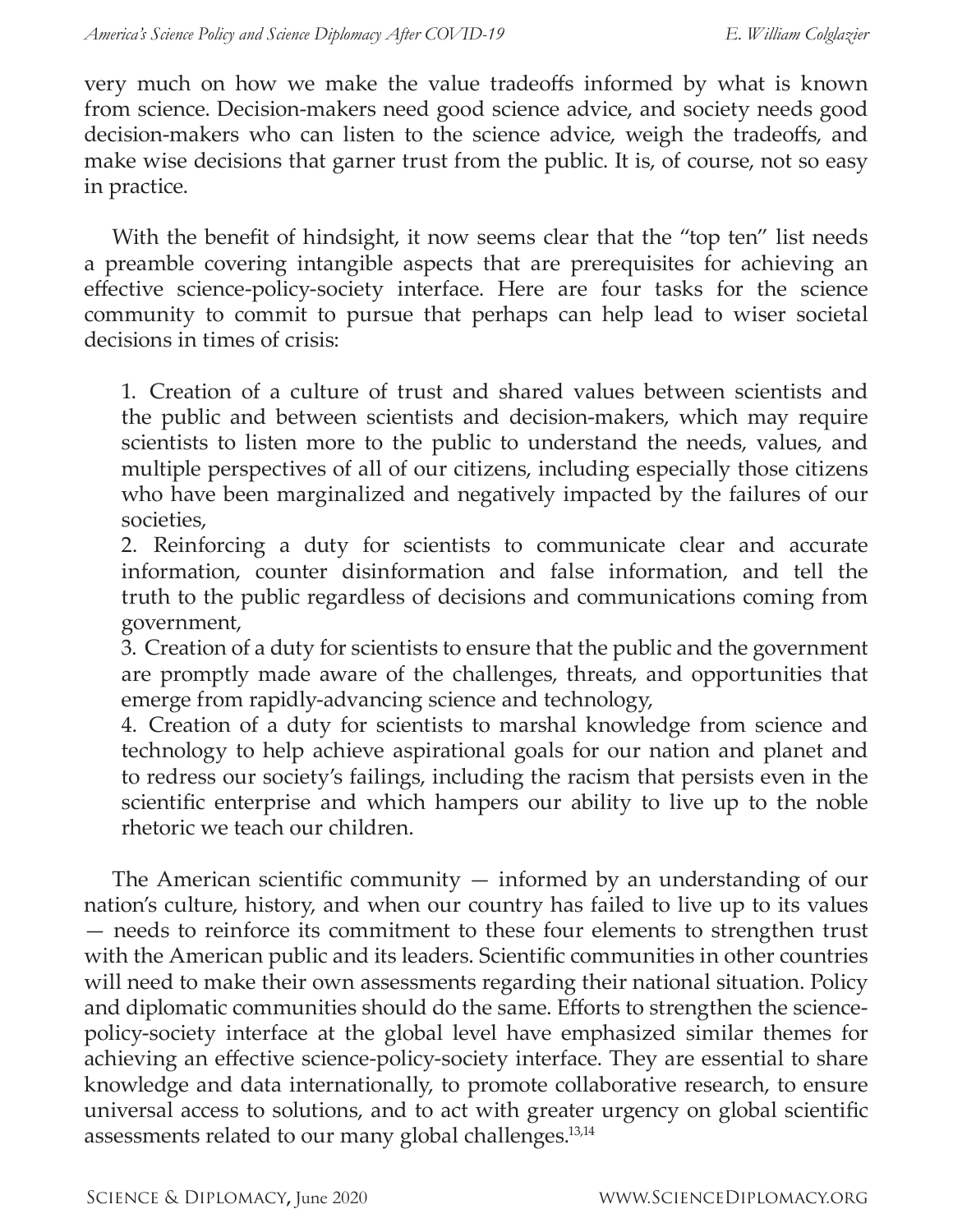very much on how we make the value tradeoffs informed by what is known from science. Decision-makers need good science advice, and society needs good decision-makers who can listen to the science advice, weigh the tradeoffs, and make wise decisions that garner trust from the public. It is, of course, not so easy in practice.

With the benefit of hindsight, it now seems clear that the "top ten" list needs a preamble covering intangible aspects that are prerequisites for achieving an effective science-policy-society interface. Here are four tasks for the science community to commit to pursue that perhaps can help lead to wiser societal decisions in times of crisis:

1. Creation of a culture of trust and shared values between scientists and the public and between scientists and decision-makers, which may require scientists to listen more to the public to understand the needs, values, and multiple perspectives of all of our citizens, including especially those citizens who have been marginalized and negatively impacted by the failures of our societies,
2. Reinforcing a duty for scientists to communicate clear and accurate information, counter disinformation and false information, and tell the truth to the public regardless of decisions and communications coming from government,
3. Creation of a duty for scientists to ensure that the public and the government are promptly made aware of the challenges, threats, and opportunities that emerge from rapidly-advancing science and technology,
4. Creation of a duty for scientists to marshal knowledge from science and technology to help achieve aspirational goals for our nation and planet and to redress our society's failings, including the racism that persists even in the scientific enterprise and which hampers our ability to live up to the noble rhetoric we teach our children.

The American scientific community — informed by an understanding of our nation's culture, history, and when our country has failed to live up to its values — needs to reinforce its commitment to these four elements to strengthen trust with the American public and its leaders. Scientific communities in other countries will need to make their own assessments regarding their national situation. Policy and diplomatic communities should do the same. Efforts to strengthen the science-policy-society interface at the global level have emphasized similar themes for achieving an effective science-policy-society interface. They are essential to share knowledge and data internationally, to promote collaborative research, to ensure universal access to solutions, and to act with greater urgency on global scientific assessments related to our many global challenges.[13,14]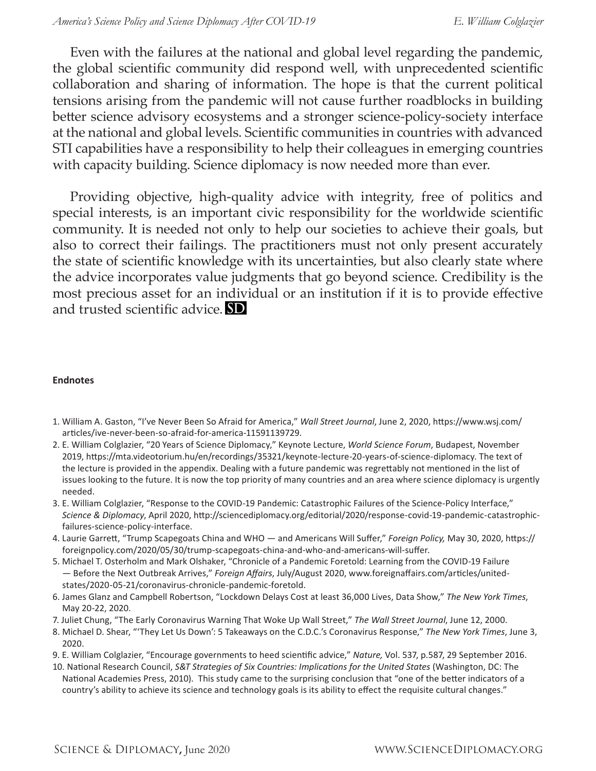Even with the failures at the national and global level regarding the pandemic, the global scientific community did respond well, with unprecedented scientific collaboration and sharing of information. The hope is that the current political tensions arising from the pandemic will not cause further roadblocks in building better science advisory ecosystems and a stronger science-policy-society interface at the national and global levels. Scientific communities in countries with advanced STI capabilities have a responsibility to help their colleagues in emerging countries with capacity building. Science diplomacy is now needed more than ever.

Providing objective, high-quality advice with integrity, free of politics and special interests, is an important civic responsibility for the worldwide scientific community. It is needed not only to help our societies to achieve their goals, but also to correct their failings. The practitioners must not only present accurately the state of scientific knowledge with its uncertainties, but also clearly state where the advice incorporates value judgments that go beyond science. Credibility is the most precious asset for an individual or an institution if it is to provide effective and trusted scientific advice. **SD**

**Endnotes**

1. William A. Gaston, "I've Never Been So Afraid for America," *Wall Street Journal*, June 2, 2020, https://www.wsj.com/articles/ive-never-been-so-afraid-for-america-11591139729.
2. E. William Colglazier, "20 Years of Science Diplomacy," Keynote Lecture, *World Science Forum*, Budapest, November 2019, https://mta.videotorium.hu/en/recordings/35321/keynote-lecture-20-years-of-science-diplomacy. The text of the lecture is provided in the appendix. Dealing with a future pandemic was regrettably not mentioned in the list of issues looking to the future. It is now the top priority of many countries and an area where science diplomacy is urgently needed.
3. E. William Colglazier, "Response to the COVID-19 Pandemic: Catastrophic Failures of the Science-Policy Interface," *Science & Diplomacy*, April 2020, http://sciencediplomacy.org/editorial/2020/response-covid-19-pandemic-catastrophic-failures-science-policy-interface.
4. Laurie Garrett, "Trump Scapegoats China and WHO — and Americans Will Suffer," *Foreign Policy,* May 30, 2020, https://foreignpolicy.com/2020/05/30/trump-scapegoats-china-and-who-and-americans-will-suffer.
5. Michael T. Osterholm and Mark Olshaker, "Chronicle of a Pandemic Foretold: Learning from the COVID-19 Failure — Before the Next Outbreak Arrives," *Foreign Affairs*, July/August 2020, www.foreignaffairs.com/articles/united-states/2020-05-21/coronavirus-chronicle-pandemic-foretold.
6. James Glanz and Campbell Robertson, "Lockdown Delays Cost at least 36,000 Lives, Data Show," *The New York Times*, May 20-22, 2020.
7. Juliet Chung, "The Early Coronavirus Warning That Woke Up Wall Street," *The Wall Street Journal*, June 12, 2000.
8. Michael D. Shear, "'They Let Us Down': 5 Takeaways on the C.D.C.'s Coronavirus Response," *The New York Times*, June 3, 2020.
9. E. William Colglazier, "Encourage governments to heed scientific advice," *Nature,* Vol. 537, p.587, 29 September 2016.
10. National Research Council, *S&T Strategies of Six Countries: Implications for the United States* (Washington, DC: The National Academies Press, 2010). This study came to the surprising conclusion that "one of the better indicators of a country's ability to achieve its science and technology goals is its ability to effect the requisite cultural changes."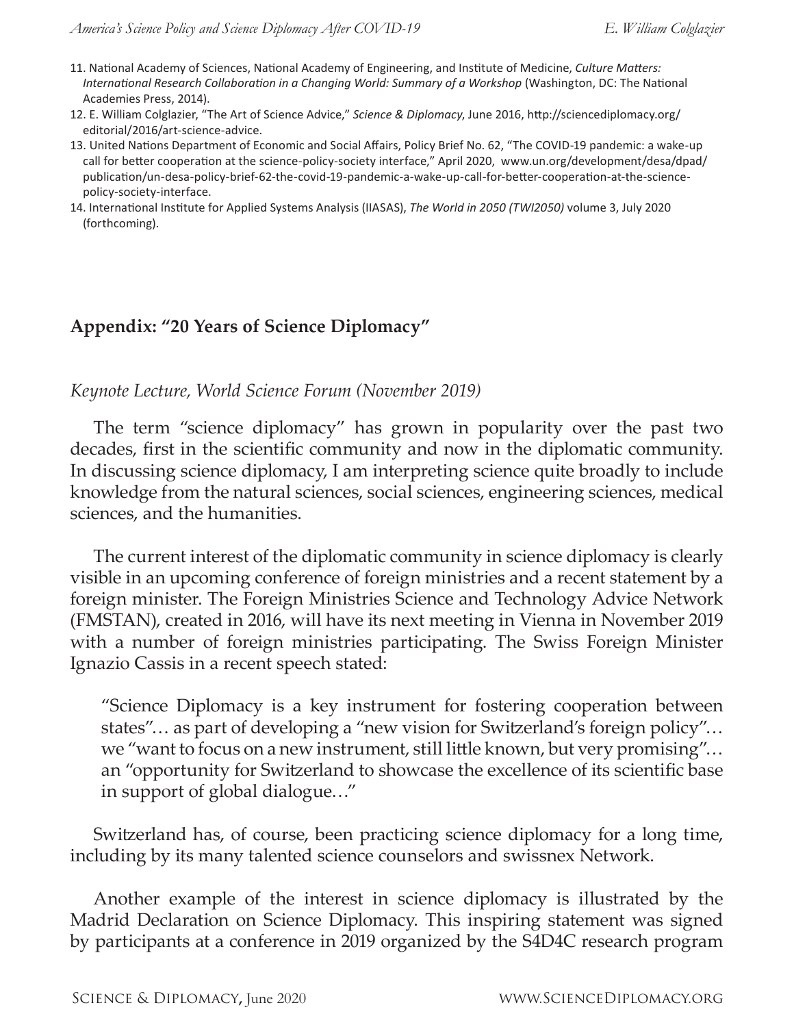11. National Academy of Sciences, National Academy of Engineering, and Institute of Medicine, *Culture Matters: International Research Collaboration in a Changing World: Summary of a Workshop* (Washington, DC: The National Academies Press, 2014).
12. E. William Colglazier, "The Art of Science Advice," *Science & Diplomacy*, June 2016, http://sciencediplomacy.org/editorial/2016/art-science-advice.
13. United Nations Department of Economic and Social Affairs, Policy Brief No. 62, "The COVID-19 pandemic: a wake-up call for better cooperation at the science-policy-society interface," April 2020, www.un.org/development/desa/dpad/publication/un-desa-policy-brief-62-the-covid-19-pandemic-a-wake-up-call-for-better-cooperation-at-the-science-policy-society-interface.
14. International Institute for Applied Systems Analysis (IIASAS), *The World in 2050 (TWI2050)* volume 3, July 2020 (forthcoming).

## Appendix: "20 Years of Science Diplomacy"

*Keynote Lecture, World Science Forum (November 2019)*

The term "science diplomacy" has grown in popularity over the past two decades, first in the scientific community and now in the diplomatic community. In discussing science diplomacy, I am interpreting science quite broadly to include knowledge from the natural sciences, social sciences, engineering sciences, medical sciences, and the humanities.

The current interest of the diplomatic community in science diplomacy is clearly visible in an upcoming conference of foreign ministries and a recent statement by a foreign minister. The Foreign Ministries Science and Technology Advice Network (FMSTAN), created in 2016, will have its next meeting in Vienna in November 2019 with a number of foreign ministries participating. The Swiss Foreign Minister Ignazio Cassis in a recent speech stated:

> "Science Diplomacy is a key instrument for fostering cooperation between states"… as part of developing a "new vision for Switzerland's foreign policy"… we "want to focus on a new instrument, still little known, but very promising"… an "opportunity for Switzerland to showcase the excellence of its scientific base in support of global dialogue…"

Switzerland has, of course, been practicing science diplomacy for a long time, including by its many talented science counselors and swissnex Network.

Another example of the interest in science diplomacy is illustrated by the Madrid Declaration on Science Diplomacy. This inspiring statement was signed by participants at a conference in 2019 organized by the S4D4C research program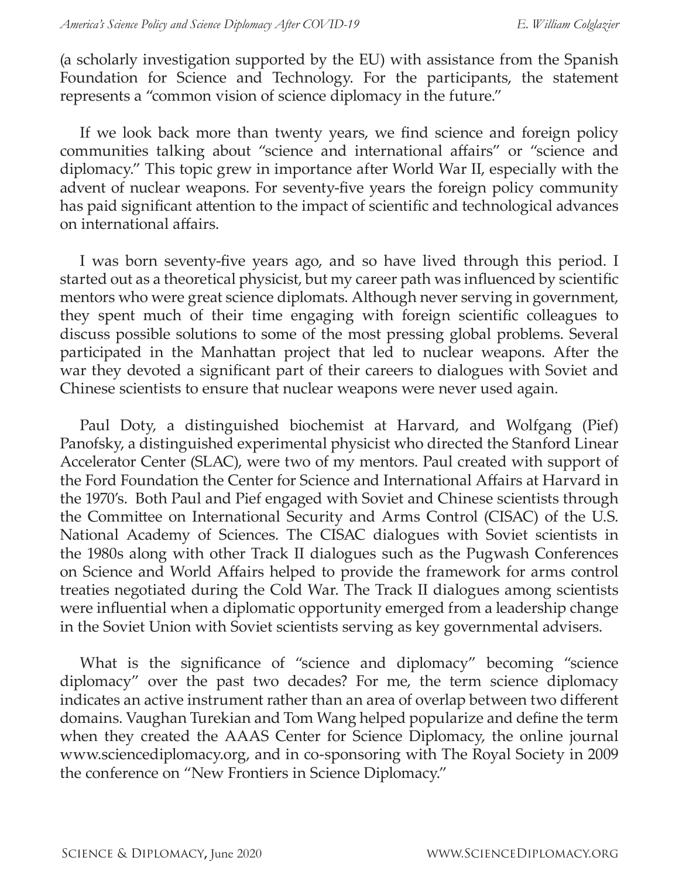(a scholarly investigation supported by the EU) with assistance from the Spanish Foundation for Science and Technology. For the participants, the statement represents a "common vision of science diplomacy in the future."

If we look back more than twenty years, we find science and foreign policy communities talking about "science and international affairs" or "science and diplomacy." This topic grew in importance after World War II, especially with the advent of nuclear weapons. For seventy-five years the foreign policy community has paid significant attention to the impact of scientific and technological advances on international affairs.

I was born seventy-five years ago, and so have lived through this period. I started out as a theoretical physicist, but my career path was influenced by scientific mentors who were great science diplomats. Although never serving in government, they spent much of their time engaging with foreign scientific colleagues to discuss possible solutions to some of the most pressing global problems. Several participated in the Manhattan project that led to nuclear weapons. After the war they devoted a significant part of their careers to dialogues with Soviet and Chinese scientists to ensure that nuclear weapons were never used again.

Paul Doty, a distinguished biochemist at Harvard, and Wolfgang (Pief) Panofsky, a distinguished experimental physicist who directed the Stanford Linear Accelerator Center (SLAC), were two of my mentors. Paul created with support of the Ford Foundation the Center for Science and International Affairs at Harvard in the 1970's. Both Paul and Pief engaged with Soviet and Chinese scientists through the Committee on International Security and Arms Control (CISAC) of the U.S. National Academy of Sciences. The CISAC dialogues with Soviet scientists in the 1980s along with other Track II dialogues such as the Pugwash Conferences on Science and World Affairs helped to provide the framework for arms control treaties negotiated during the Cold War. The Track II dialogues among scientists were influential when a diplomatic opportunity emerged from a leadership change in the Soviet Union with Soviet scientists serving as key governmental advisers.

What is the significance of "science and diplomacy" becoming "science diplomacy" over the past two decades? For me, the term science diplomacy indicates an active instrument rather than an area of overlap between two different domains. Vaughan Turekian and Tom Wang helped popularize and define the term when they created the AAAS Center for Science Diplomacy, the online journal www.sciencediplomacy.org, and in co-sponsoring with The Royal Society in 2009 the conference on "New Frontiers in Science Diplomacy."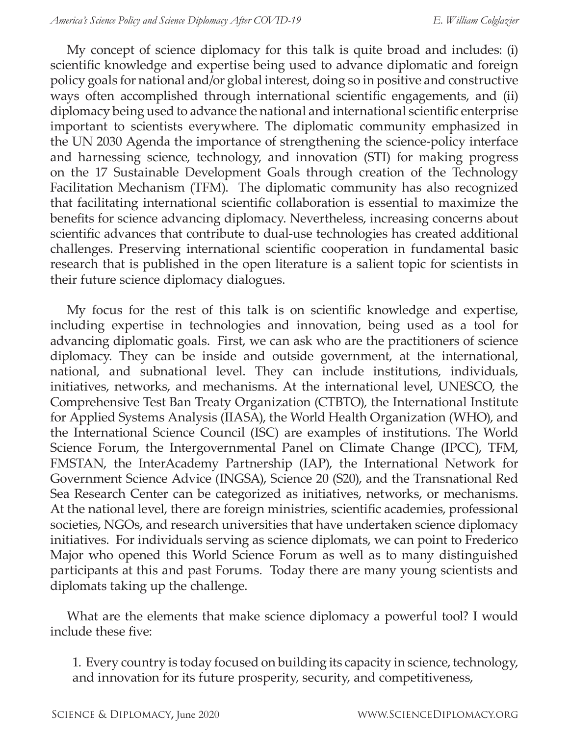My concept of science diplomacy for this talk is quite broad and includes: (i) scientific knowledge and expertise being used to advance diplomatic and foreign policy goals for national and/or global interest, doing so in positive and constructive ways often accomplished through international scientific engagements, and (ii) diplomacy being used to advance the national and international scientific enterprise important to scientists everywhere. The diplomatic community emphasized in the UN 2030 Agenda the importance of strengthening the science-policy interface and harnessing science, technology, and innovation (STI) for making progress on the 17 Sustainable Development Goals through creation of the Technology Facilitation Mechanism (TFM). The diplomatic community has also recognized that facilitating international scientific collaboration is essential to maximize the benefits for science advancing diplomacy. Nevertheless, increasing concerns about scientific advances that contribute to dual-use technologies has created additional challenges. Preserving international scientific cooperation in fundamental basic research that is published in the open literature is a salient topic for scientists in their future science diplomacy dialogues.

My focus for the rest of this talk is on scientific knowledge and expertise, including expertise in technologies and innovation, being used as a tool for advancing diplomatic goals. First, we can ask who are the practitioners of science diplomacy. They can be inside and outside government, at the international, national, and subnational level. They can include institutions, individuals, initiatives, networks, and mechanisms. At the international level, UNESCO, the Comprehensive Test Ban Treaty Organization (CTBTO), the International Institute for Applied Systems Analysis (IIASA), the World Health Organization (WHO), and the International Science Council (ISC) are examples of institutions. The World Science Forum, the Intergovernmental Panel on Climate Change (IPCC), TFM, FMSTAN, the InterAcademy Partnership (IAP), the International Network for Government Science Advice (INGSA), Science 20 (S20), and the Transnational Red Sea Research Center can be categorized as initiatives, networks, or mechanisms. At the national level, there are foreign ministries, scientific academies, professional societies, NGOs, and research universities that have undertaken science diplomacy initiatives. For individuals serving as science diplomats, we can point to Frederico Major who opened this World Science Forum as well as to many distinguished participants at this and past Forums. Today there are many young scientists and diplomats taking up the challenge.

What are the elements that make science diplomacy a powerful tool? I would include these five:

1. Every country is today focused on building its capacity in science, technology, and innovation for its future prosperity, security, and competitiveness,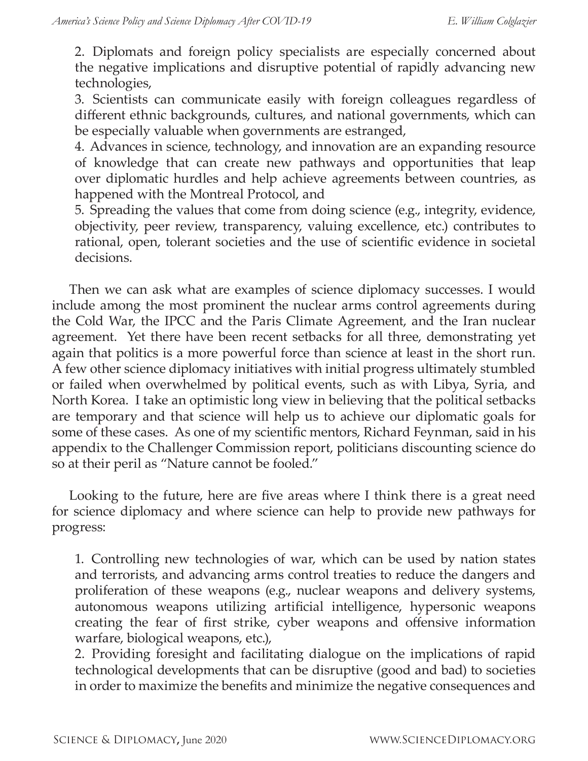2. Diplomats and foreign policy specialists are especially concerned about the negative implications and disruptive potential of rapidly advancing new technologies,

3. Scientists can communicate easily with foreign colleagues regardless of different ethnic backgrounds, cultures, and national governments, which can be especially valuable when governments are estranged,

4. Advances in science, technology, and innovation are an expanding resource of knowledge that can create new pathways and opportunities that leap over diplomatic hurdles and help achieve agreements between countries, as happened with the Montreal Protocol, and

5. Spreading the values that come from doing science (e.g., integrity, evidence, objectivity, peer review, transparency, valuing excellence, etc.) contributes to rational, open, tolerant societies and the use of scientific evidence in societal decisions.

Then we can ask what are examples of science diplomacy successes. I would include among the most prominent the nuclear arms control agreements during the Cold War, the IPCC and the Paris Climate Agreement, and the Iran nuclear agreement. Yet there have been recent setbacks for all three, demonstrating yet again that politics is a more powerful force than science at least in the short run. A few other science diplomacy initiatives with initial progress ultimately stumbled or failed when overwhelmed by political events, such as with Libya, Syria, and North Korea. I take an optimistic long view in believing that the political setbacks are temporary and that science will help us to achieve our diplomatic goals for some of these cases. As one of my scientific mentors, Richard Feynman, said in his appendix to the Challenger Commission report, politicians discounting science do so at their peril as "Nature cannot be fooled."

Looking to the future, here are five areas where I think there is a great need for science diplomacy and where science can help to provide new pathways for progress:

1. Controlling new technologies of war, which can be used by nation states and terrorists, and advancing arms control treaties to reduce the dangers and proliferation of these weapons (e.g., nuclear weapons and delivery systems, autonomous weapons utilizing artificial intelligence, hypersonic weapons creating the fear of first strike, cyber weapons and offensive information warfare, biological weapons, etc.),

2. Providing foresight and facilitating dialogue on the implications of rapid technological developments that can be disruptive (good and bad) to societies in order to maximize the benefits and minimize the negative consequences and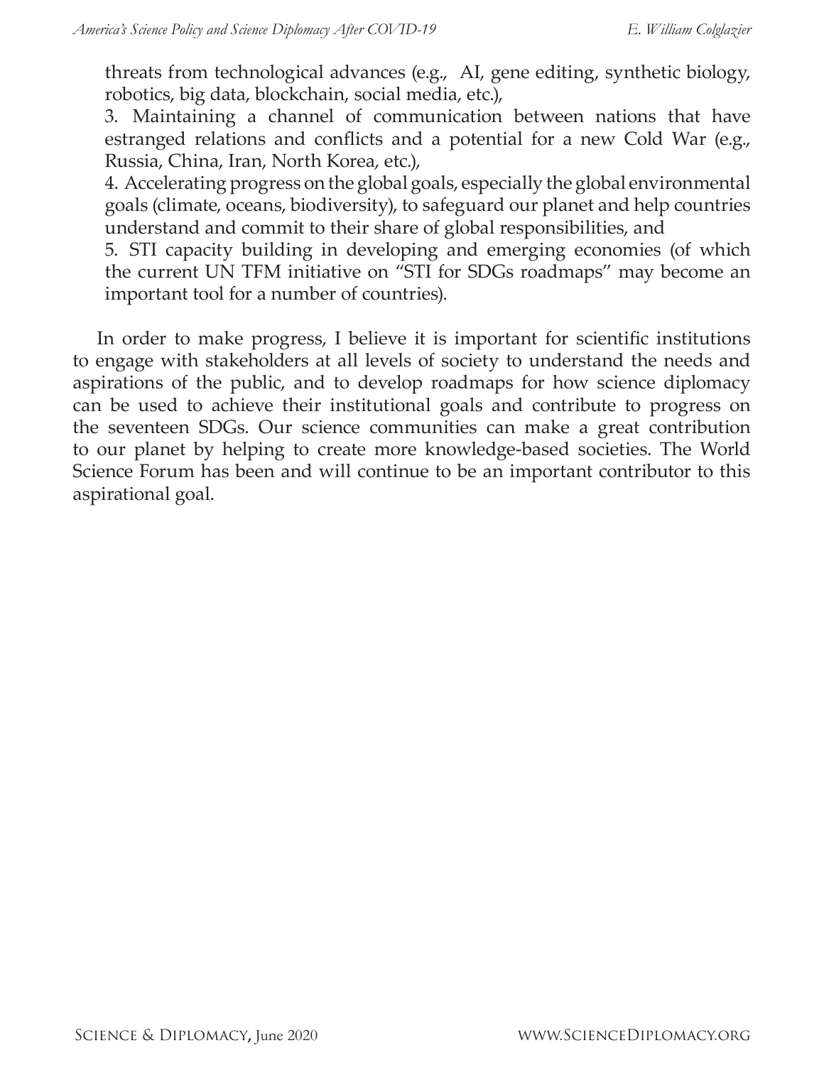threats from technological advances (e.g., AI, gene editing, synthetic biology, robotics, big data, blockchain, social media, etc.),

3. Maintaining a channel of communication between nations that have estranged relations and conflicts and a potential for a new Cold War (e.g., Russia, China, Iran, North Korea, etc.),
4. Accelerating progress on the global goals, especially the global environmental goals (climate, oceans, biodiversity), to safeguard our planet and help countries understand and commit to their share of global responsibilities, and
5. STI capacity building in developing and emerging economies (of which the current UN TFM initiative on "STI for SDGs roadmaps" may become an important tool for a number of countries).

In order to make progress, I believe it is important for scientific institutions to engage with stakeholders at all levels of society to understand the needs and aspirations of the public, and to develop roadmaps for how science diplomacy can be used to achieve their institutional goals and contribute to progress on the seventeen SDGs. Our science communities can make a great contribution to our planet by helping to create more knowledge-based societies. The World Science Forum has been and will continue to be an important contributor to this aspirational goal.